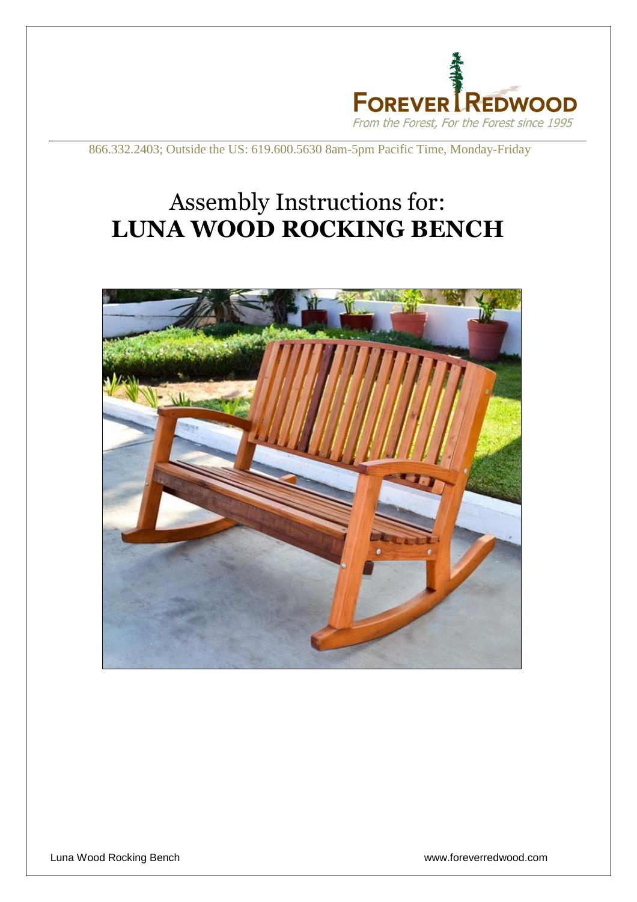FOREVER REDWOOD

*From the Forest, For the Forest since 1995*

866.332.2403; Outside the US: 619.600.5630 8am-5pm Pacific Time, Monday-Friday

# Assembly Instructions for: LUNA WOOD ROCKING BENCH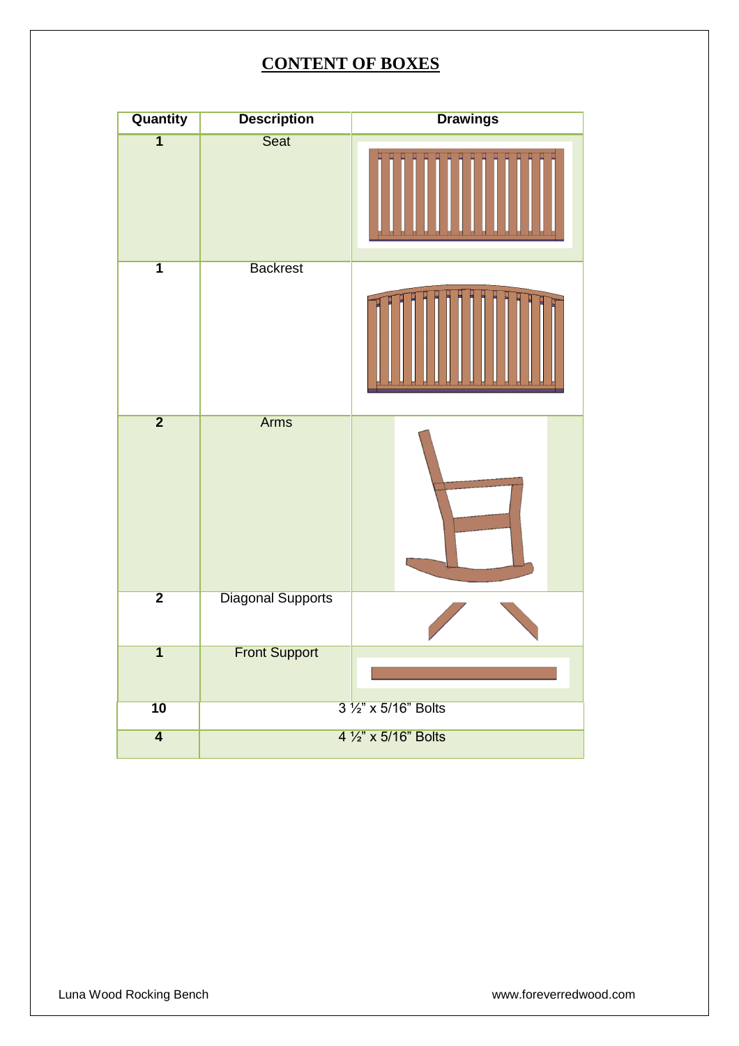# CONTENT OF BOXES

| Quantity | Description | Drawings |
|---|---|---|
| 1 | Seat | |
| 1 | Backrest | |
| 2 | Arms | |
| 2 | Diagonal Supports | |
| 1 | Front Support | |
| 10 | 3 ½" x 5/16" Bolts | |
| 4 | 4 ½" x 5/16" Bolts | |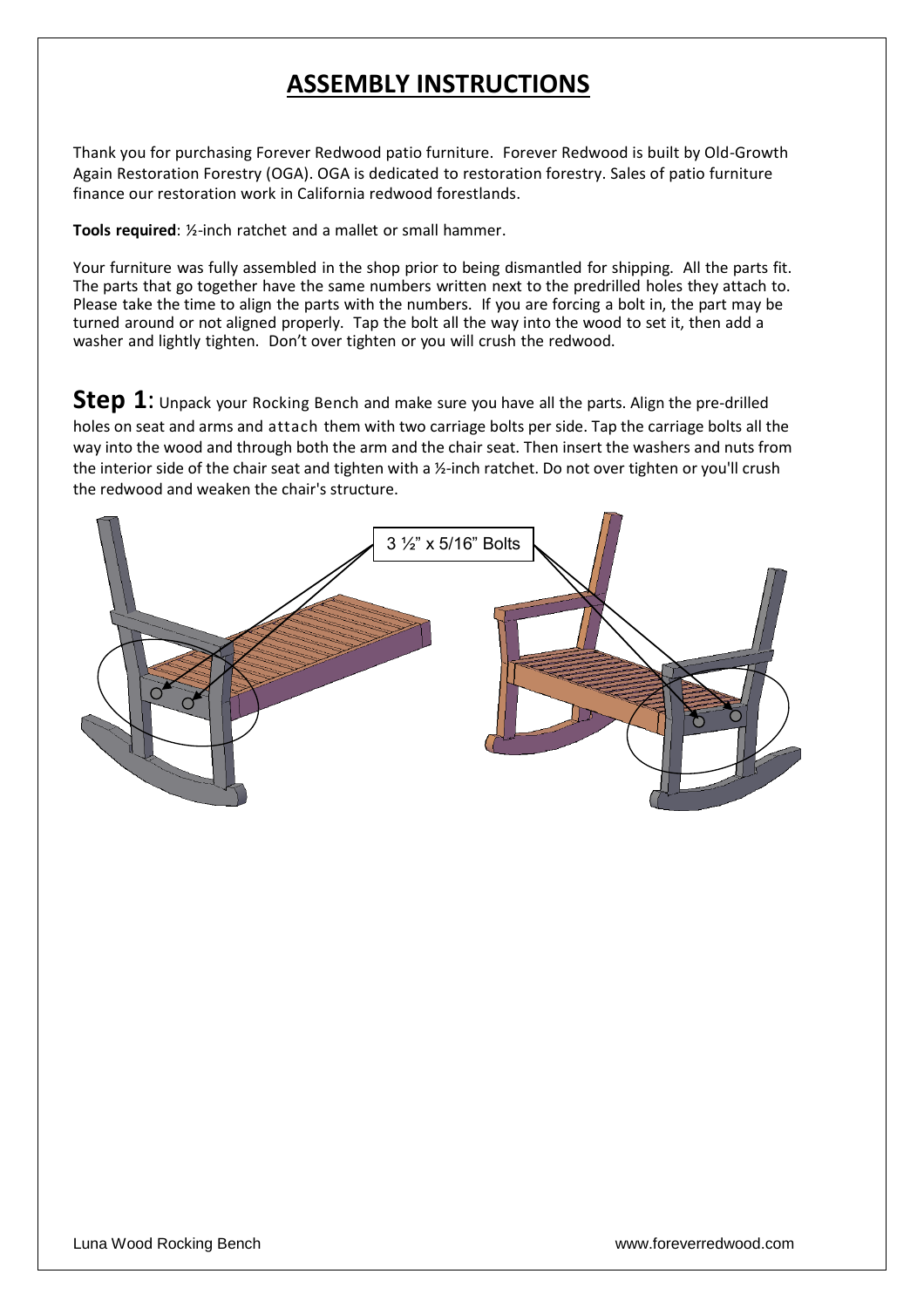# ASSEMBLY INSTRUCTIONS

Thank you for purchasing Forever Redwood patio furniture. Forever Redwood is built by Old-Growth Again Restoration Forestry (OGA). OGA is dedicated to restoration forestry. Sales of patio furniture finance our restoration work in California redwood forestlands.

**Tools required**: ½-inch ratchet and a mallet or small hammer.

Your furniture was fully assembled in the shop prior to being dismantled for shipping. All the parts fit. The parts that go together have the same numbers written next to the predrilled holes they attach to. Please take the time to align the parts with the numbers. If you are forcing a bolt in, the part may be turned around or not aligned properly. Tap the bolt all the way into the wood to set it, then add a washer and lightly tighten. Don't over tighten or you will crush the redwood.

**Step 1**: Unpack your Rocking Bench and make sure you have all the parts. Align the pre-drilled holes on seat and arms and attach them with two carriage bolts per side. Tap the carriage bolts all the way into the wood and through both the arm and the chair seat. Then insert the washers and nuts from the interior side of the chair seat and tighten with a ½-inch ratchet. Do not over tighten or you'll crush the redwood and weaken the chair's structure.

3 ½" x 5/16" Bolts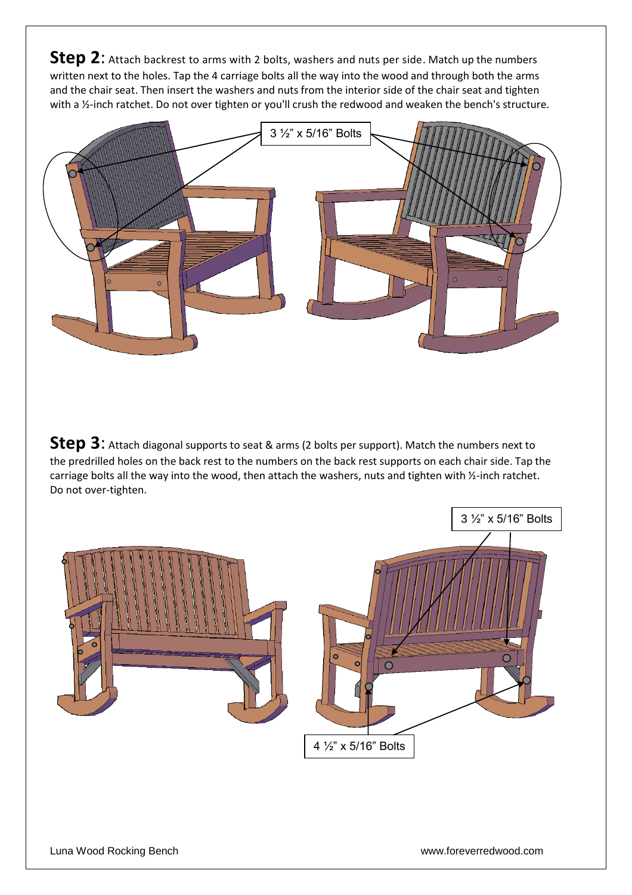**Step 2**: Attach backrest to arms with 2 bolts, washers and nuts per side. Match up the numbers written next to the holes. Tap the 4 carriage bolts all the way into the wood and through both the arms and the chair seat. Then insert the washers and nuts from the interior side of the chair seat and tighten with a ½-inch ratchet. Do not over tighten or you'll crush the redwood and weaken the bench's structure.

3 ½" x 5/16" Bolts

**Step 3**: Attach diagonal supports to seat & arms (2 bolts per support). Match the numbers next to the predrilled holes on the back rest to the numbers on the back rest supports on each chair side. Tap the carriage bolts all the way into the wood, then attach the washers, nuts and tighten with ½-inch ratchet. Do not over-tighten.

3 ½" x 5/16" Bolts

4 ½" x 5/16" Bolts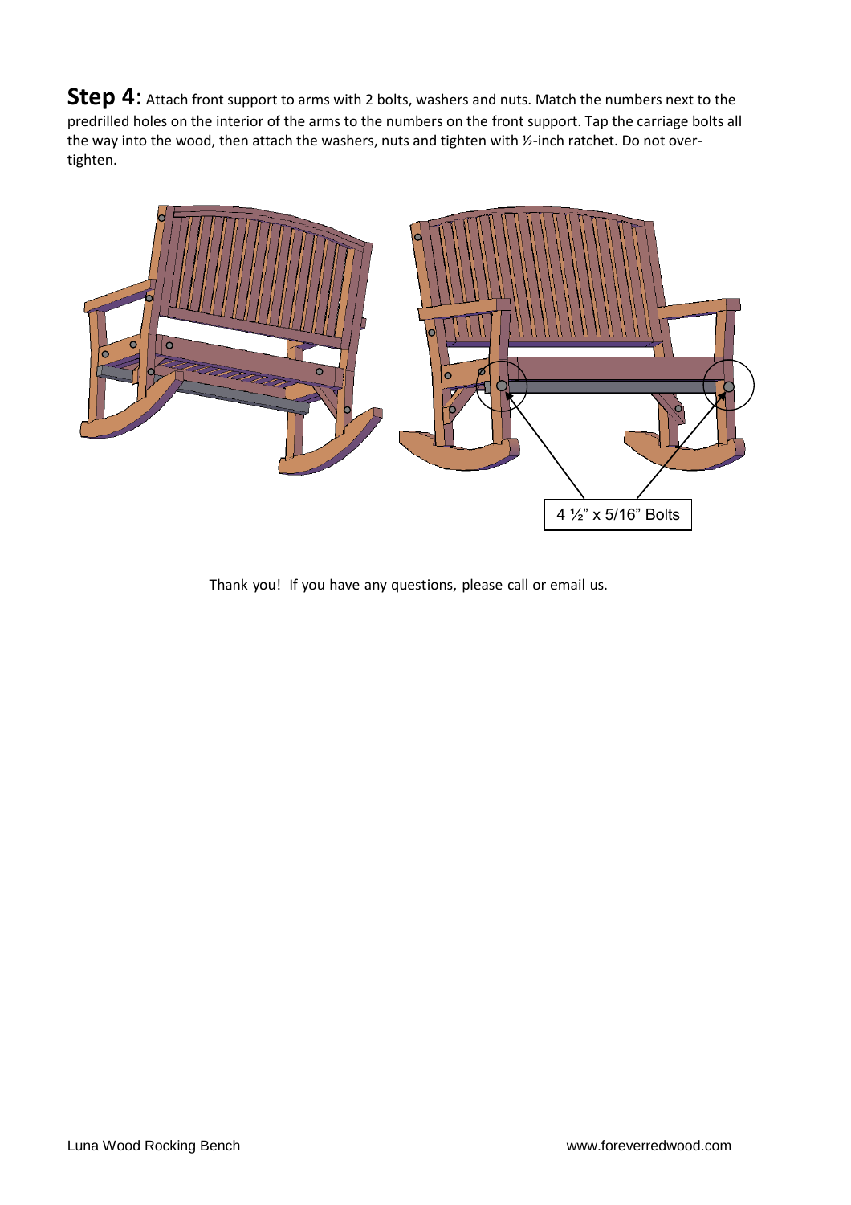**Step 4**: Attach front support to arms with 2 bolts, washers and nuts. Match the numbers next to the predrilled holes on the interior of the arms to the numbers on the front support. Tap the carriage bolts all the way into the wood, then attach the washers, nuts and tighten with ½-inch ratchet. Do not over-tighten.

4 ½" x 5/16" Bolts

Thank you! If you have any questions, please call or email us.